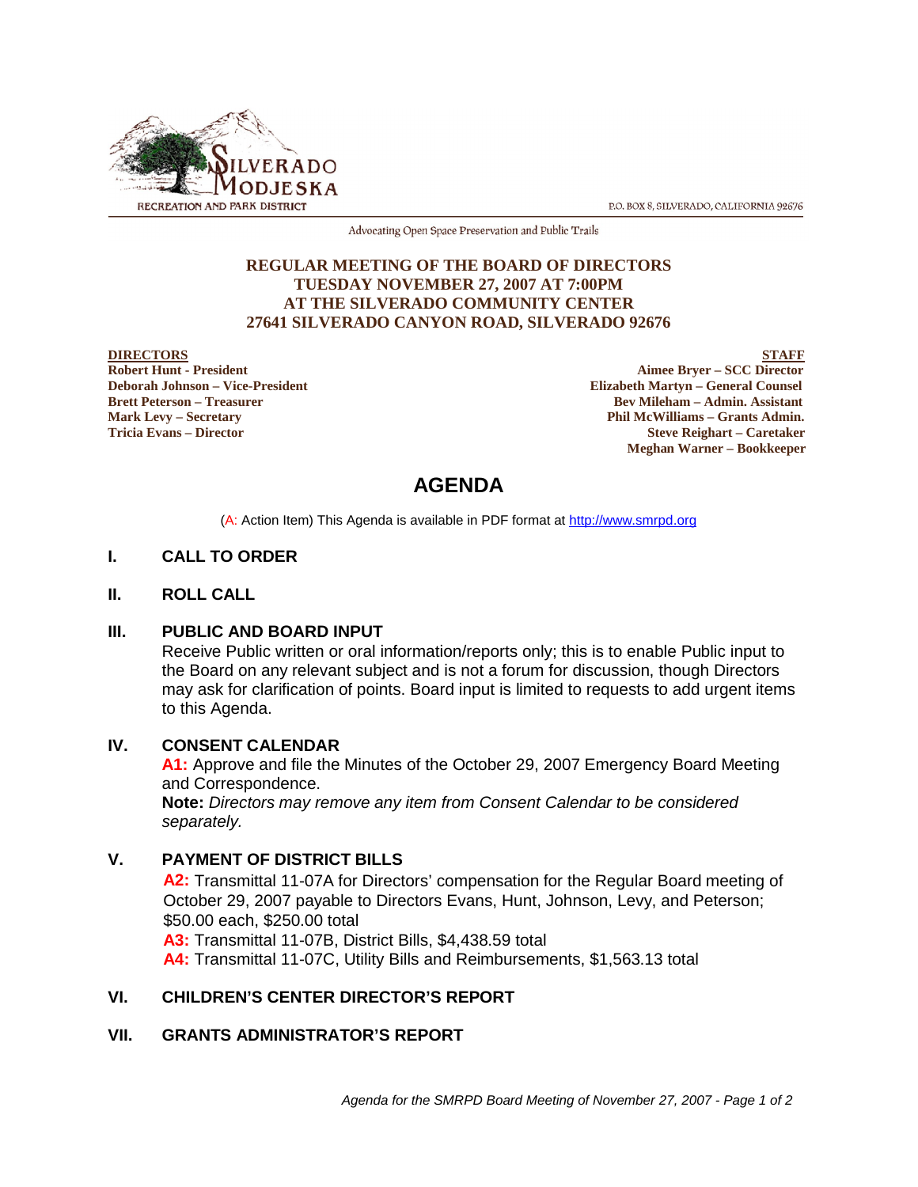SILVERADO MODJESKA RECREATION AND PARK DISTRICT

P.O. BOX 8, SILVERADO, CALIFORNIA 92676

Advocating Open Space Preservation and Public Trails

**REGULAR MEETING OF THE BOARD OF DIRECTORS**
**TUESDAY NOVEMBER 27, 2007 AT 7:00PM**
**AT THE SILVERADO COMMUNITY CENTER**
**27641 SILVERADO CANYON ROAD, SILVERADO 92676**

**DIRECTORS**
**Robert Hunt - President**
**Deborah Johnson – Vice-President**
**Brett Peterson – Treasurer**
**Mark Levy – Secretary**
**Tricia Evans – Director**

**STAFF**
**Aimee Bryer – SCC Director**
**Elizabeth Martyn – General Counsel**
**Bev Mileham – Admin. Assistant**
**Phil McWilliams – Grants Admin.**
**Steve Reighart – Caretaker**
**Meghan Warner – Bookkeeper**

# AGENDA

(A: Action Item) This Agenda is available in PDF format at http://www.smrpd.org

## I. CALL TO ORDER

## II. ROLL CALL

## III. PUBLIC AND BOARD INPUT

Receive Public written or oral information/reports only; this is to enable Public input to the Board on any relevant subject and is not a forum for discussion, though Directors may ask for clarification of points. Board input is limited to requests to add urgent items to this Agenda.

## IV. CONSENT CALENDAR

**A1:** Approve and file the Minutes of the October 29, 2007 Emergency Board Meeting and Correspondence.
**Note:** *Directors may remove any item from Consent Calendar to be considered separately.*

## V. PAYMENT OF DISTRICT BILLS

**A2:** Transmittal 11-07A for Directors' compensation for the Regular Board meeting of October 29, 2007 payable to Directors Evans, Hunt, Johnson, Levy, and Peterson; $50.00 each, $250.00 total
**A3:** Transmittal 11-07B, District Bills, $4,438.59 total
**A4:** Transmittal 11-07C, Utility Bills and Reimbursements, $1,563.13 total

## VI. CHILDREN'S CENTER DIRECTOR'S REPORT

## VII. GRANTS ADMINISTRATOR'S REPORT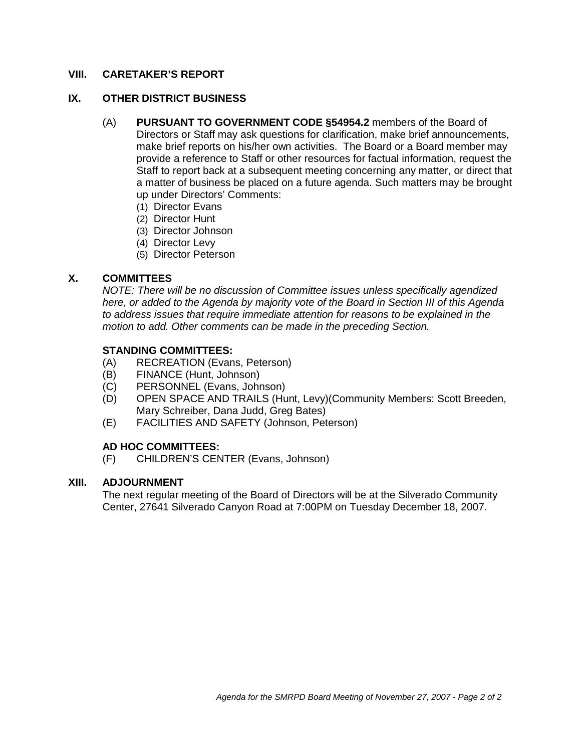## VIII. CARETAKER'S REPORT

## IX. OTHER DISTRICT BUSINESS

(A) **PURSUANT TO GOVERNMENT CODE §54954.2** members of the Board of Directors or Staff may ask questions for clarification, make brief announcements, make brief reports on his/her own activities. The Board or a Board member may provide a reference to Staff or other resources for factual information, request the Staff to report back at a subsequent meeting concerning any matter, or direct that a matter of business be placed on a future agenda. Such matters may be brought up under Directors' Comments:

(1) Director Evans
(2) Director Hunt
(3) Director Johnson
(4) Director Levy
(5) Director Peterson

## X. COMMITTEES

*NOTE: There will be no discussion of Committee issues unless specifically agendized here, or added to the Agenda by majority vote of the Board in Section III of this Agenda to address issues that require immediate attention for reasons to be explained in the motion to add. Other comments can be made in the preceding Section.*

### STANDING COMMITTEES:

(A) RECREATION (Evans, Peterson)
(B) FINANCE (Hunt, Johnson)
(C) PERSONNEL (Evans, Johnson)
(D) OPEN SPACE AND TRAILS (Hunt, Levy)(Community Members: Scott Breeden, Mary Schreiber, Dana Judd, Greg Bates)
(E) FACILITIES AND SAFETY (Johnson, Peterson)

### AD HOC COMMITTEES:

(F) CHILDREN'S CENTER (Evans, Johnson)

## XIII. ADJOURNMENT

The next regular meeting of the Board of Directors will be at the Silverado Community Center, 27641 Silverado Canyon Road at 7:00PM on Tuesday December 18, 2007.